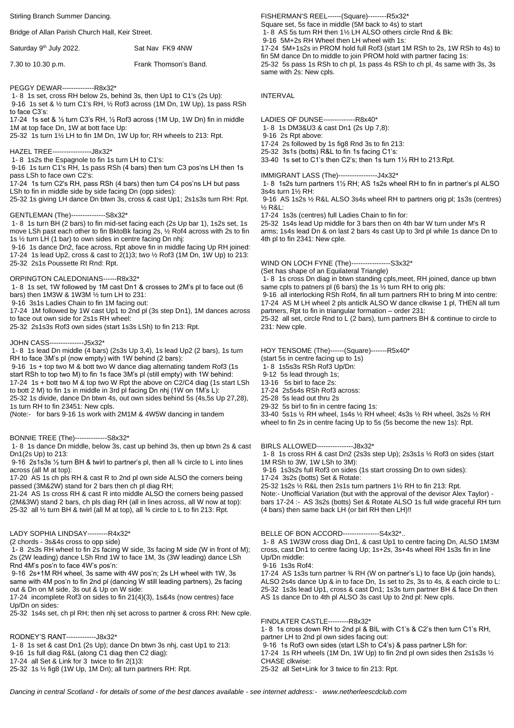Stirling Branch Summer Dancing.

Bridge of Allan Parish Church Hall, Keir Street.

Saturday 9th July 2022. Sat Nav FK9 4NW

7.30 to 10.30 p.m. Frank Thomson's Band.

PEGGY DEWAR--------------R8x32*

1- 8 1s set, cross RH below 2s, behind 3s, then Up1 to C1's (2s Up):
9-16 1s set & ½ turn C1's RH, ½ Rof3 across (1M Dn, 1W Up), 1s pass RSh to face C3's:
17-24 1s set & ½ turn C3's RH, ½ Rof3 across (1M Up, 1W Dn) fin in middle 1M at top face Dn, 1W at bott face Up:
25-32 1s turn 1½ LH to fin 1M Dn, 1W Up for; RH wheels to 213: Rpt.

HAZEL TREE-----------------J8x32*

1- 8 1s2s the Espagnole to fin 1s turn LH to C1's:
9-16 1s turn C1's RH, 1s pass RSh (4 bars) then turn C3 pos'ns LH then 1s pass LSh to face own C2's:
17-24 1s turn C2's RH, pass RSh (4 bars) then turn C4 pos'ns LH but pass LSh to fin in middle side by side facing Dn (opp sides):
25-32 1s giving LH dance Dn btwn 3s, cross & cast Up1; 2s1s3s turn RH: Rpt.

GENTLEMAN (The)---------------S8x32*

1- 8 1s turn BH (2 bars) to fin mid-set facing each (2s Up bar 1), 1s2s set, 1s move LSh past each other to fin BktoBk facing 2s, ½ Rof4 across with 2s to fin 1s ½ turn LH (1 bar) to own sides in centre facing Dn nhj:
9-16 1s dance Dn2, face across, Rpt above fin in middle facing Up RH joined:
17-24 1s lead Up2, cross & cast to 2(1)3; two ½ Rof3 (1M Dn, 1W Up) to 213:
25-32 2s1s Poussette Rt Rnd: Rpt.

ORPINGTON CALEDONIANS------R8x32*

1- 8 1s set, 1W followed by 1M cast Dn1 & crosses to 2M's pl to face out (6 bars) then 1M3W & 1W3M ½ turn LH to 231:
9-16 3s1s Ladies Chain to fin 1M facing out:
17-24 1M followed by 1W cast Up1 to 2nd pl (3s step Dn1), 1M dances across to face out own side for 2s1s RH wheel:
25-32 2s1s3s Rof3 own sides (start 1s3s LSh) to fin 213: Rpt.

JOHN CASS---------------J5x32*

1- 8 1s lead Dn middle (4 bars) (2s3s Up 3,4), 1s lead Up2 (2 bars), 1s turn RH to face 3M's pl (now empty) with 1W behind (2 bars):
9-16 1s + top two M & bott two W dance diag alternating tandem Rof3 (1s start RSh to top two M) to fin 1s face 3M's pl (still empty) with 1W behind:
17-24 1s + bott two M & top two W Rpt the above on C2/C4 diag (1s start LSh to bott 2 M) to fin 1s in middle in 3rd pl facing Dn nhj (1W on 1M's L):
25-32 1s divide, dance Dn btwn 4s, out own sides behind 5s (4s,5s Up 27,28), 1s turn RH to fin 23451: New cpls.
(Note:- for bars 9-16 1s work with 2M1M & 4W5W dancing in tandem

BONNIE TREE (The)--------------S8x32*

1- 8 1s dance Dn middle, below 3s, cast up behind 3s, then up btwn 2s & cast Dn1(2s Up) to 213:
9-16 2s1s3s ½ turn BH & twirl to partner's pl, then all ¾ circle to L into lines across (all M at top):
17-20 AS 1s ch pls RH & cast R to 2nd pl own side ALSO the corners being passed (3M&2W) stand for 2 bars then ch pl diag RH;
21-24 AS 1s cross RH & cast R into middle ALSO the corners being passed (2M&3W) stand 2 bars, ch pls diag RH (all in lines across, all W now at top):
25-32 all ½ turn BH & twirl (all M at top), all ¾ circle to L to fin 213: Rpt.

LADY SOPHIA LINDSAY---------R4x32*

(2 chords - 3s&4s cross to opp side)
1- 8 2s3s RH wheel to fin 2s facing W side, 3s facing M side (W in front of M); 2s (2W leading) dance LSh Rnd 1W to face 1M, 3s (3W leading) dance LSh Rnd 4M's pos'n to face 4W's pos'n:
9-16 2s+1M RH wheel, 3s same with 4W pos'n; 2s LH wheel with 1W, 3s same with 4M pos'n to fin 2nd pl (dancing W still leading partners), 2s facing out & Dn on M side, 3s out & Up on W side:
17-24 incomplete Rof3 on sides to fin 21(4)(3), 1s&4s (now centres) face Up/Dn on sides:
25-32 1s4s set, ch pl RH; then nhj set across to partner & cross RH: New cple.

RODNEY'S RANT-------------J8x32*

1- 8 1s set & cast Dn1 (2s Up); dance Dn btwn 3s nhj, cast Up1 to 213:
9-16 1s full diag R&L (along C1 diag then C2 diag):
17-24 all Set & Link for 3 twice to fin 2(1)3:
25-32 1s ½ fig8 (1W Up, 1M Dn); all turn partners RH: Rpt.

FISHERMAN'S REEL------(Square)--------R5x32*

Square set, 5s face in middle (5M back to 4s) to start
1- 8 AS 5s turn RH then 1½ LH ALSO others circle Rnd & Bk:
9-16 5M+2s RH Wheel then LH wheel with 1s:
17-24 5M+1s2s in PROM hold full Rof3 (start 1M RSh to 2s, 1W RSh to 4s) to fin 5M dance Dn to middle to join PROM hold with partner facing 1s:
25-32 5s pass 1s RSh to ch pl, 1s pass 4s RSh to ch pl, 4s same with 3s, 3s same with 2s: New cpls.

INTERVAL

LADIES OF DUNSE--------------R8x40*

1- 8 1s DM3&U3 & cast Dn1 (2s Up 7,8):
9-16 2s Rpt above:
17-24 2s followed by 1s fig8 Rnd 3s to fin 213:
25-32 3s1s (botts) R&L to fin 1s facing C1's:
33-40 1s set to C1's then C2's; then 1s turn 1½ RH to 213:Rpt.

IMMIGRANT LASS (The)-----------------J4x32*

1- 8 1s2s turn partners 1½ RH; AS 1s2s wheel RH to fin in partner's pl ALSO 3s4s turn 1½ RH:
9-16 AS 1s2s ½ R&L ALSO 3s4s wheel RH to partners orig pl; 1s3s (centres) ½ R&L:
17-24 1s3s (centres) full Ladies Chain to fin for:
25-32 1s4s lead Up middle for 3 bars then on 4th bar W turn under M's R arms; 1s4s lead Dn & on last 2 bars 4s cast Up to 3rd pl while 1s dance Dn to 4th pl to fin 2341: New cple.

WIND ON LOCH FYNE (The)-----------------S3x32*

(Set has shape of an Equilateral Triangle)
1- 8 1s cross Dn diag in btwn standing cpls,meet, RH joined, dance up btwn same cpls to patners pl (6 bars) the 1s ½ turn RH to orig pls:
9-16 all interlocking RSh Rof4, fin all turn partners RH to bring M into centre:
17-24 AS M LH wheel 2 pls anticlk ALSO W dance clkwise 1 pl, THEN all turn partners, Rpt to fin in triangular formation – order 231:
25-32 all set, circle Rnd to L (2 bars), turn partners BH & continue to circle to 231: New cple.

HOY TENSOME (The)------(Square)-------R5x40*

(start 5s in centre facing up to 1s)
1- 8 1s5s3s RSh Rof3 Up/Dn:
9-12 5s lead through 1s;
13-16 5s birl to face 2s:
17-24 2s5s4s RSh Rof3 across:
25-28 5s lead out thru 2s
29-32 5s birl to fin in centre facing 1s:
33-40 5s1s ½ RH wheel, 1s4s ½ RH wheel; 4s3s ½ RH wheel, 3s2s ½ RH wheel to fin 2s in centre facing Up to 5s (5s become the new 1s): Rpt.

BIRLS ALLOWED----------------J8x32*

1- 8 1s cross RH & cast Dn2 (2s3s step Up); 2s3s1s ½ Rof3 on sides (start 1M RSh to 3W, 1W LSh to 3M):
9-16 1s3s2s full Rof3 on sides (1s start crossing Dn to own sides):
17-24 3s2s (botts) Set & Rotate:
25-32 1s2s ½ R&L then 2s1s turn partners 1½ RH to fin 213: Rpt.
Note:- Unofficial Variation (but with the approval of the devisor Alex Taylor) - bars 17-24 :- AS 3s2s (botts) Set & Rotate ALSO 1s full wide graceful RH turn (4 bars) then same back LH (or birl RH then LH)!!

BELLE OF BON ACCORD----------------S4x32*..

1- 8 AS 1W3W cross diag Dn1, & cast Up1 to centre facing Dn, ALSO 1M3M cross, cast Dn1 to centre facing Up; 1s+2s, 3s+4s wheel RH 1s3s fin in line Up/Dn middle:
9-16 1s3s Rof4:
17-24 AS 1s3s turn partner ¾ RH (W on partner's L) to face Up (join hands), ALSO 2s4s dance Up & in to face Dn, 1s set to 2s, 3s to 4s, & each circle to L:
25-32 1s3s lead Up1, cross & cast Dn1; 1s3s turn partner BH & face Dn then AS 1s dance Dn to 4th pl ALSO 3s cast Up to 2nd pl: New cpls.

FINDLATER CASTLE---------R8x32*

1- 8 1s cross down RH to 2nd pl & BIL with C1's & C2's then turn C1's RH, partner LH to 2nd pl own sides facing out:
9-16 1s Rof3 own sides (start LSh to C4's) & pass partner LSh for:
17-24 1s RH wheels (1M Dn, 1W Up) to fin 2nd pl own sides then 2s1s3s ½ CHASE clkwise:
25-32 all Set+Link for 3 twice to fin 213: Rpt.

*Dancing in central Scotland - for details of some of the best dances available - see internet address:- www.netherleescdclub.com*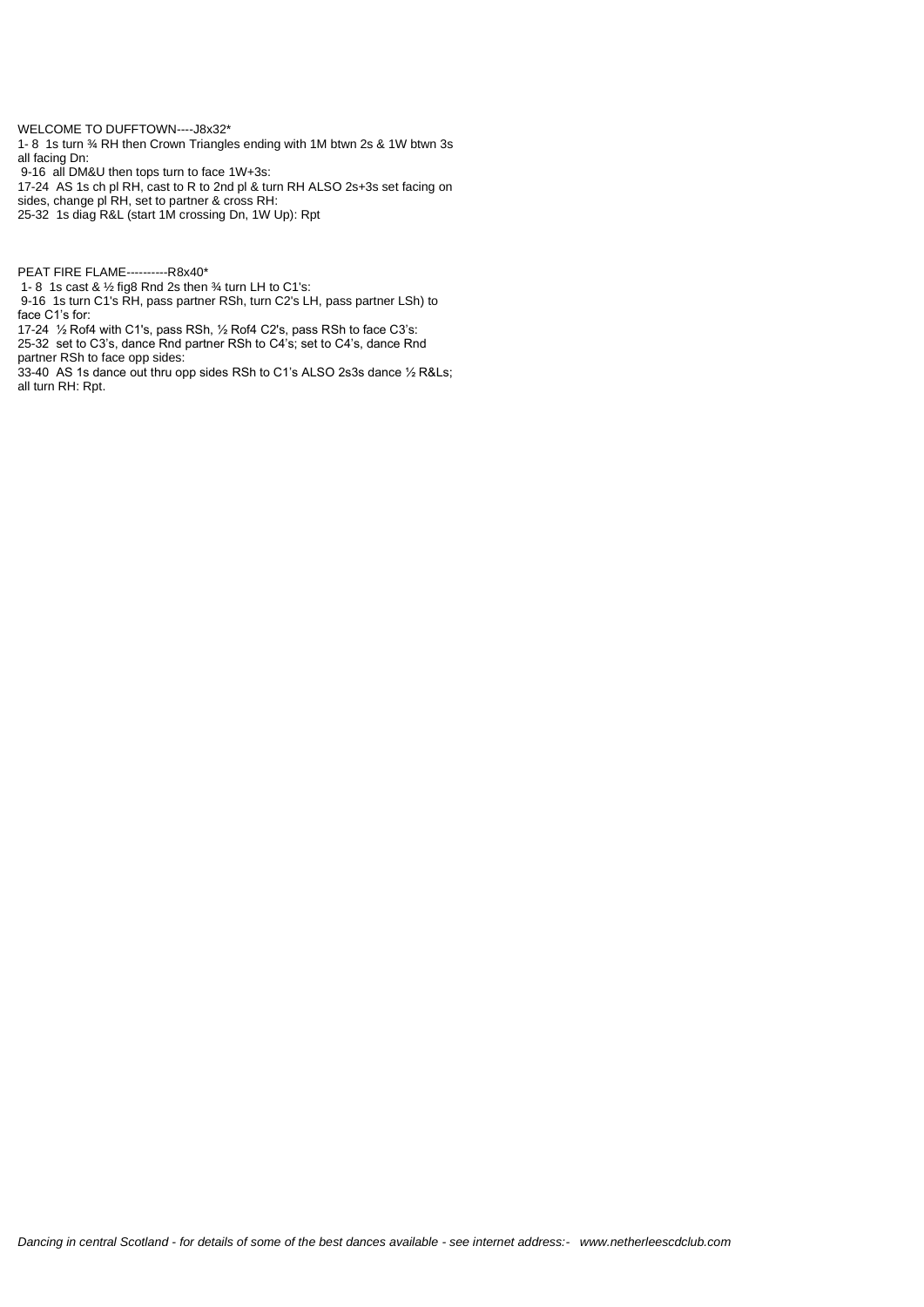WELCOME TO DUFFTOWN----J8x32*

1- 8 1s turn ¾ RH then Crown Triangles ending with 1M btwn 2s & 1W btwn 3s all facing Dn:

9-16 all DM&U then tops turn to face 1W+3s:

17-24 AS 1s ch pl RH, cast to R to 2nd pl & turn RH ALSO 2s+3s set facing on sides, change pl RH, set to partner & cross RH:

25-32 1s diag R&L (start 1M crossing Dn, 1W Up): Rpt

PEAT FIRE FLAME----------R8x40*

1- 8 1s cast & ½ fig8 Rnd 2s then ¾ turn LH to C1's:

9-16 1s turn C1's RH, pass partner RSh, turn C2's LH, pass partner LSh) to face C1's for:

17-24 ½ Rof4 with C1's, pass RSh, ½ Rof4 C2's, pass RSh to face C3's:

25-32 set to C3's, dance Rnd partner RSh to C4's; set to C4's, dance Rnd partner RSh to face opp sides:

33-40 AS 1s dance out thru opp sides RSh to C1's ALSO 2s3s dance ½ R&Ls; all turn RH: Rpt.

*Dancing in central Scotland - for details of some of the best dances available - see internet address:- www.netherleescdclub.com*